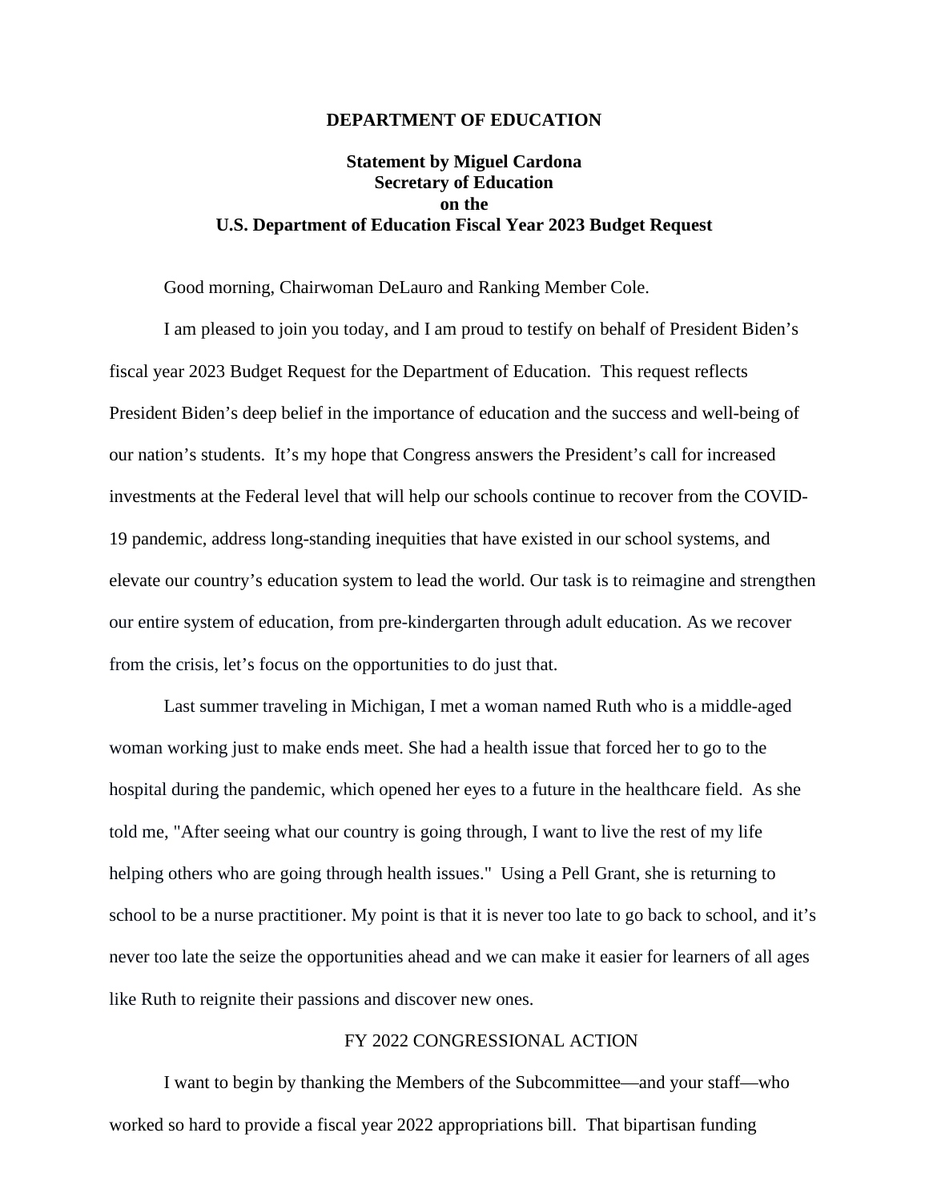**DEPARTMENT OF EDUCATION**

**Statement by Miguel Cardona**
**Secretary of Education**
**on the**
**U.S. Department of Education Fiscal Year 2023 Budget Request**

Good morning, Chairwoman DeLauro and Ranking Member Cole.

I am pleased to join you today, and I am proud to testify on behalf of President Biden's fiscal year 2023 Budget Request for the Department of Education. This request reflects President Biden's deep belief in the importance of education and the success and well-being of our nation's students. It's my hope that Congress answers the President's call for increased investments at the Federal level that will help our schools continue to recover from the COVID-19 pandemic, address long-standing inequities that have existed in our school systems, and elevate our country's education system to lead the world. Our task is to reimagine and strengthen our entire system of education, from pre-kindergarten through adult education. As we recover from the crisis, let's focus on the opportunities to do just that.

Last summer traveling in Michigan, I met a woman named Ruth who is a middle-aged woman working just to make ends meet. She had a health issue that forced her to go to the hospital during the pandemic, which opened her eyes to a future in the healthcare field. As she told me, "After seeing what our country is going through, I want to live the rest of my life helping others who are going through health issues." Using a Pell Grant, she is returning to school to be a nurse practitioner. My point is that it is never too late to go back to school, and it's never too late the seize the opportunities ahead and we can make it easier for learners of all ages like Ruth to reignite their passions and discover new ones.

## FY 2022 CONGRESSIONAL ACTION

I want to begin by thanking the Members of the Subcommittee—and your staff—who worked so hard to provide a fiscal year 2022 appropriations bill. That bipartisan funding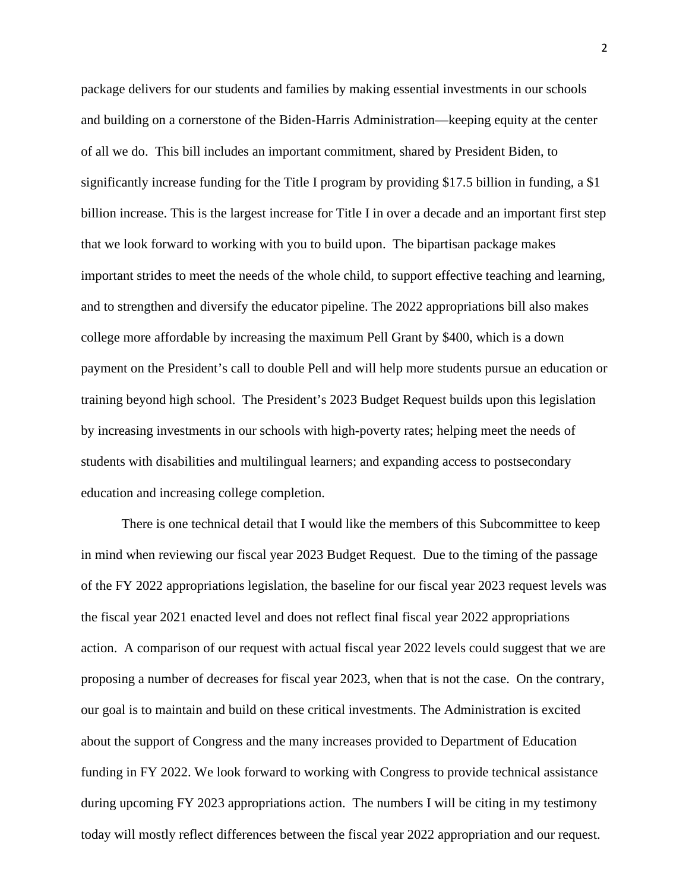package delivers for our students and families by making essential investments in our schools and building on a cornerstone of the Biden-Harris Administration—keeping equity at the center of all we do. This bill includes an important commitment, shared by President Biden, to significantly increase funding for the Title I program by providing $17.5 billion in funding, a $1 billion increase. This is the largest increase for Title I in over a decade and an important first step that we look forward to working with you to build upon. The bipartisan package makes important strides to meet the needs of the whole child, to support effective teaching and learning, and to strengthen and diversify the educator pipeline. The 2022 appropriations bill also makes college more affordable by increasing the maximum Pell Grant by $400, which is a down payment on the President's call to double Pell and will help more students pursue an education or training beyond high school. The President's 2023 Budget Request builds upon this legislation by increasing investments in our schools with high-poverty rates; helping meet the needs of students with disabilities and multilingual learners; and expanding access to postsecondary education and increasing college completion.

There is one technical detail that I would like the members of this Subcommittee to keep in mind when reviewing our fiscal year 2023 Budget Request. Due to the timing of the passage of the FY 2022 appropriations legislation, the baseline for our fiscal year 2023 request levels was the fiscal year 2021 enacted level and does not reflect final fiscal year 2022 appropriations action. A comparison of our request with actual fiscal year 2022 levels could suggest that we are proposing a number of decreases for fiscal year 2023, when that is not the case. On the contrary, our goal is to maintain and build on these critical investments. The Administration is excited about the support of Congress and the many increases provided to Department of Education funding in FY 2022. We look forward to working with Congress to provide technical assistance during upcoming FY 2023 appropriations action. The numbers I will be citing in my testimony today will mostly reflect differences between the fiscal year 2022 appropriation and our request.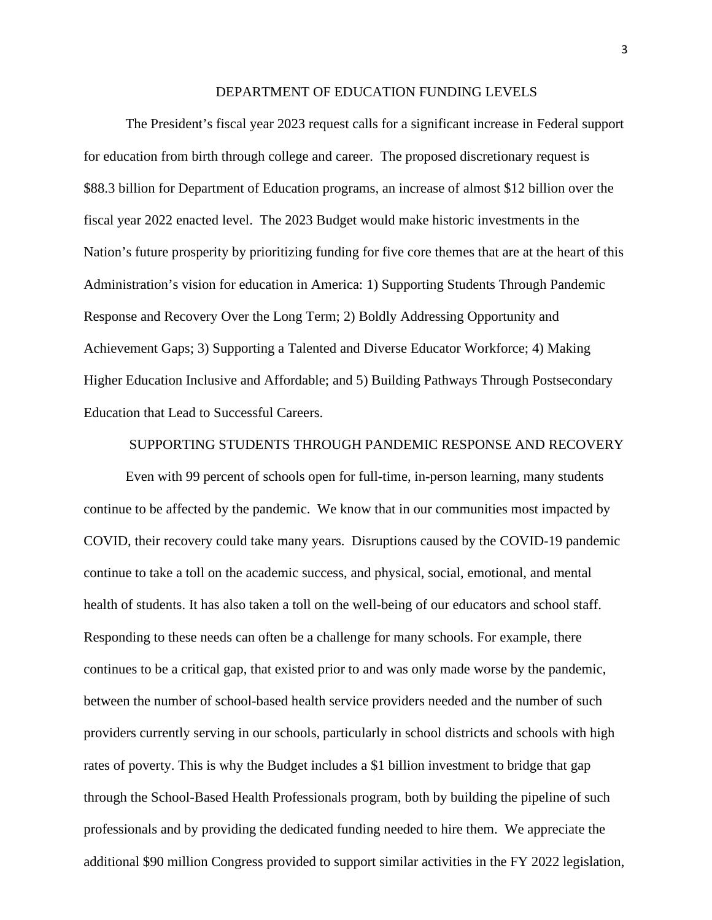## DEPARTMENT OF EDUCATION FUNDING LEVELS

The President's fiscal year 2023 request calls for a significant increase in Federal support for education from birth through college and career. The proposed discretionary request is $88.3 billion for Department of Education programs, an increase of almost $12 billion over the fiscal year 2022 enacted level. The 2023 Budget would make historic investments in the Nation's future prosperity by prioritizing funding for five core themes that are at the heart of this Administration's vision for education in America: 1) Supporting Students Through Pandemic Response and Recovery Over the Long Term; 2) Boldly Addressing Opportunity and Achievement Gaps; 3) Supporting a Talented and Diverse Educator Workforce; 4) Making Higher Education Inclusive and Affordable; and 5) Building Pathways Through Postsecondary Education that Lead to Successful Careers.

## SUPPORTING STUDENTS THROUGH PANDEMIC RESPONSE AND RECOVERY

Even with 99 percent of schools open for full-time, in-person learning, many students continue to be affected by the pandemic. We know that in our communities most impacted by COVID, their recovery could take many years. Disruptions caused by the COVID-19 pandemic continue to take a toll on the academic success, and physical, social, emotional, and mental health of students. It has also taken a toll on the well-being of our educators and school staff. Responding to these needs can often be a challenge for many schools. For example, there continues to be a critical gap, that existed prior to and was only made worse by the pandemic, between the number of school-based health service providers needed and the number of such providers currently serving in our schools, particularly in school districts and schools with high rates of poverty. This is why the Budget includes a $1 billion investment to bridge that gap through the School-Based Health Professionals program, both by building the pipeline of such professionals and by providing the dedicated funding needed to hire them. We appreciate the additional $90 million Congress provided to support similar activities in the FY 2022 legislation,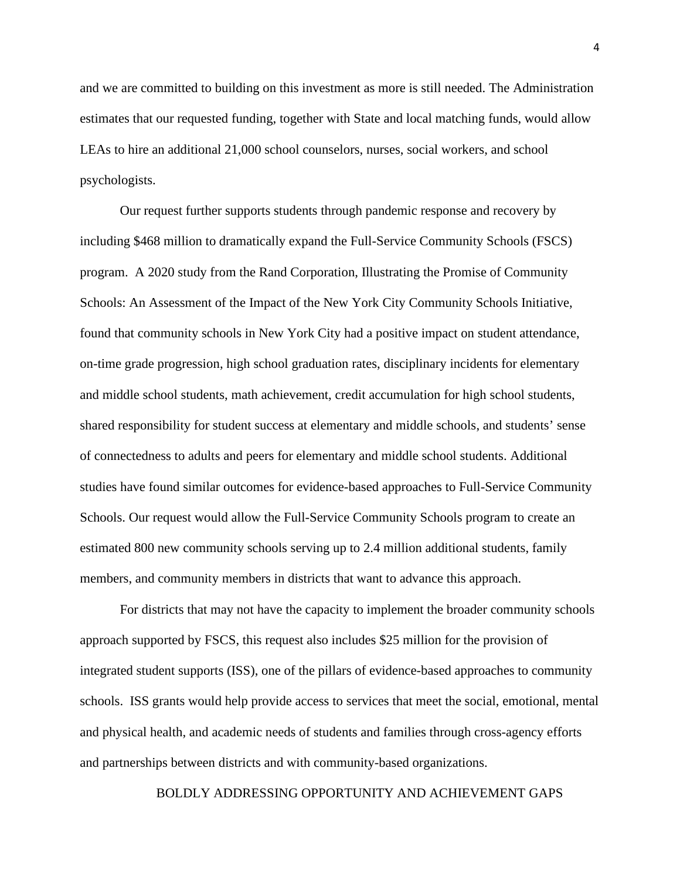and we are committed to building on this investment as more is still needed. The Administration estimates that our requested funding, together with State and local matching funds, would allow LEAs to hire an additional 21,000 school counselors, nurses, social workers, and school psychologists.

Our request further supports students through pandemic response and recovery by including $468 million to dramatically expand the Full-Service Community Schools (FSCS) program. A 2020 study from the Rand Corporation, Illustrating the Promise of Community Schools: An Assessment of the Impact of the New York City Community Schools Initiative, found that community schools in New York City had a positive impact on student attendance, on-time grade progression, high school graduation rates, disciplinary incidents for elementary and middle school students, math achievement, credit accumulation for high school students, shared responsibility for student success at elementary and middle schools, and students' sense of connectedness to adults and peers for elementary and middle school students. Additional studies have found similar outcomes for evidence-based approaches to Full-Service Community Schools. Our request would allow the Full-Service Community Schools program to create an estimated 800 new community schools serving up to 2.4 million additional students, family members, and community members in districts that want to advance this approach.

For districts that may not have the capacity to implement the broader community schools approach supported by FSCS, this request also includes $25 million for the provision of integrated student supports (ISS), one of the pillars of evidence-based approaches to community schools. ISS grants would help provide access to services that meet the social, emotional, mental and physical health, and academic needs of students and families through cross-agency efforts and partnerships between districts and with community-based organizations.

## BOLDLY ADDRESSING OPPORTUNITY AND ACHIEVEMENT GAPS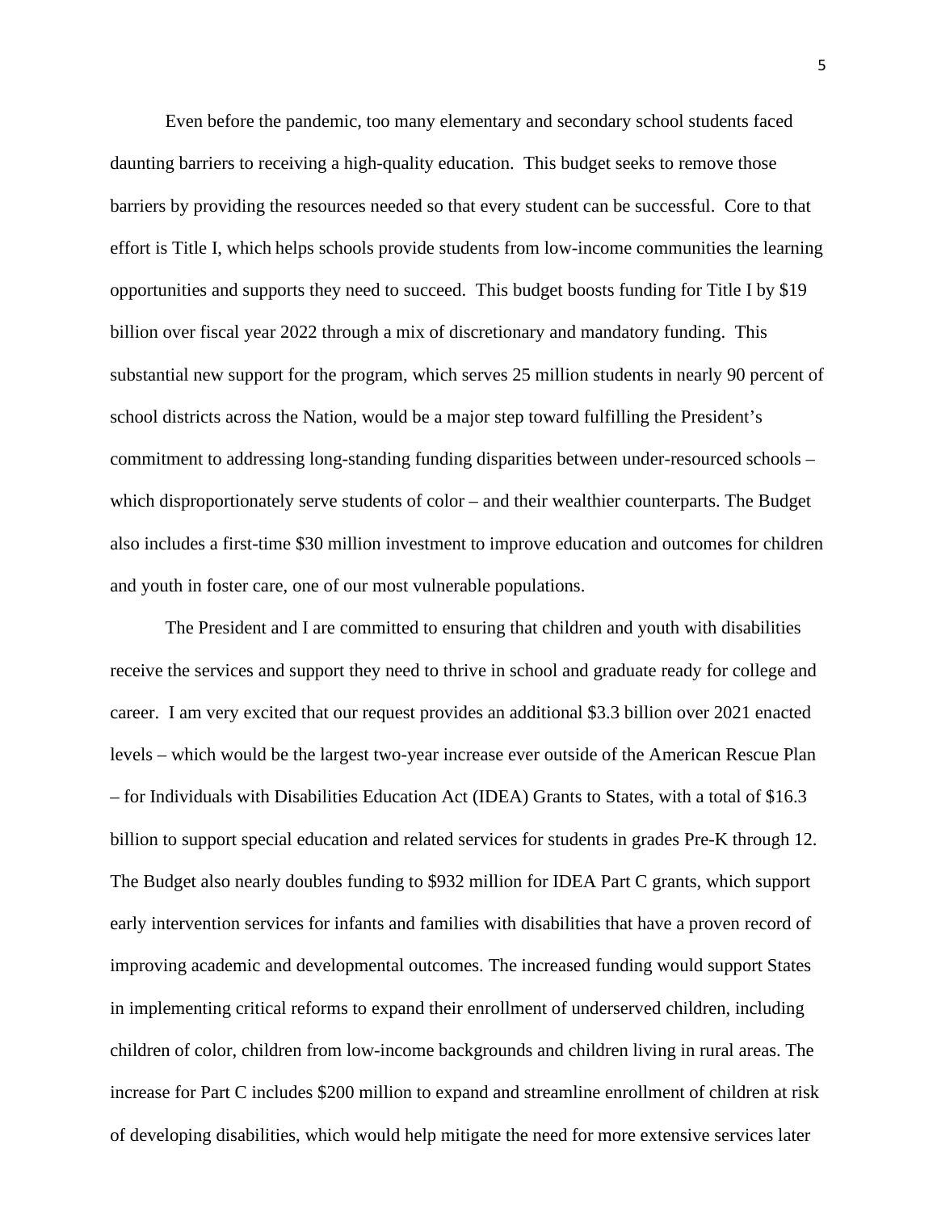Even before the pandemic, too many elementary and secondary school students faced daunting barriers to receiving a high-quality education. This budget seeks to remove those barriers by providing the resources needed so that every student can be successful. Core to that effort is Title I, which helps schools provide students from low-income communities the learning opportunities and supports they need to succeed. This budget boosts funding for Title I by $19 billion over fiscal year 2022 through a mix of discretionary and mandatory funding. This substantial new support for the program, which serves 25 million students in nearly 90 percent of school districts across the Nation, would be a major step toward fulfilling the President's commitment to addressing long-standing funding disparities between under-resourced schools – which disproportionately serve students of color – and their wealthier counterparts. The Budget also includes a first-time $30 million investment to improve education and outcomes for children and youth in foster care, one of our most vulnerable populations.

The President and I are committed to ensuring that children and youth with disabilities receive the services and support they need to thrive in school and graduate ready for college and career. I am very excited that our request provides an additional $3.3 billion over 2021 enacted levels – which would be the largest two-year increase ever outside of the American Rescue Plan – for Individuals with Disabilities Education Act (IDEA) Grants to States, with a total of $16.3 billion to support special education and related services for students in grades Pre-K through 12. The Budget also nearly doubles funding to $932 million for IDEA Part C grants, which support early intervention services for infants and families with disabilities that have a proven record of improving academic and developmental outcomes. The increased funding would support States in implementing critical reforms to expand their enrollment of underserved children, including children of color, children from low-income backgrounds and children living in rural areas. The increase for Part C includes $200 million to expand and streamline enrollment of children at risk of developing disabilities, which would help mitigate the need for more extensive services later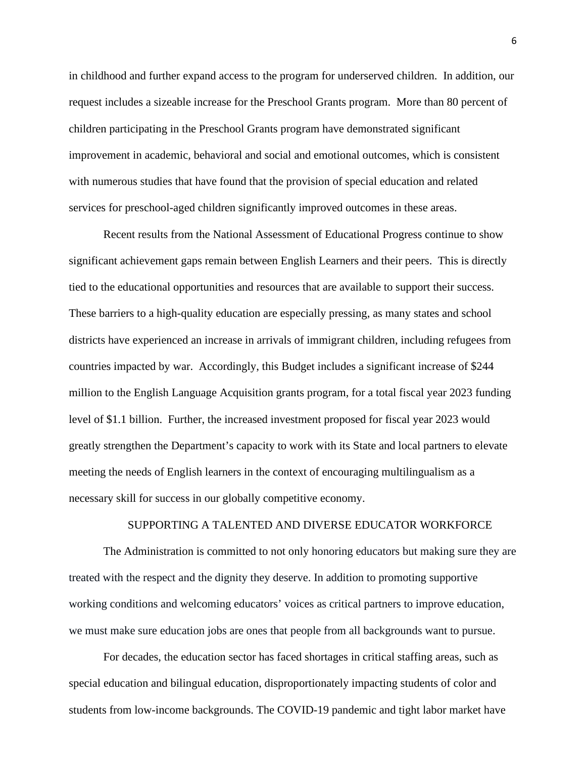in childhood and further expand access to the program for underserved children. In addition, our request includes a sizeable increase for the Preschool Grants program. More than 80 percent of children participating in the Preschool Grants program have demonstrated significant improvement in academic, behavioral and social and emotional outcomes, which is consistent with numerous studies that have found that the provision of special education and related services for preschool-aged children significantly improved outcomes in these areas.

Recent results from the National Assessment of Educational Progress continue to show significant achievement gaps remain between English Learners and their peers. This is directly tied to the educational opportunities and resources that are available to support their success. These barriers to a high-quality education are especially pressing, as many states and school districts have experienced an increase in arrivals of immigrant children, including refugees from countries impacted by war. Accordingly, this Budget includes a significant increase of $244 million to the English Language Acquisition grants program, for a total fiscal year 2023 funding level of $1.1 billion. Further, the increased investment proposed for fiscal year 2023 would greatly strengthen the Department's capacity to work with its State and local partners to elevate meeting the needs of English learners in the context of encouraging multilingualism as a necessary skill for success in our globally competitive economy.

## SUPPORTING A TALENTED AND DIVERSE EDUCATOR WORKFORCE

The Administration is committed to not only honoring educators but making sure they are treated with the respect and the dignity they deserve. In addition to promoting supportive working conditions and welcoming educators' voices as critical partners to improve education, we must make sure education jobs are ones that people from all backgrounds want to pursue.

For decades, the education sector has faced shortages in critical staffing areas, such as special education and bilingual education, disproportionately impacting students of color and students from low-income backgrounds. The COVID-19 pandemic and tight labor market have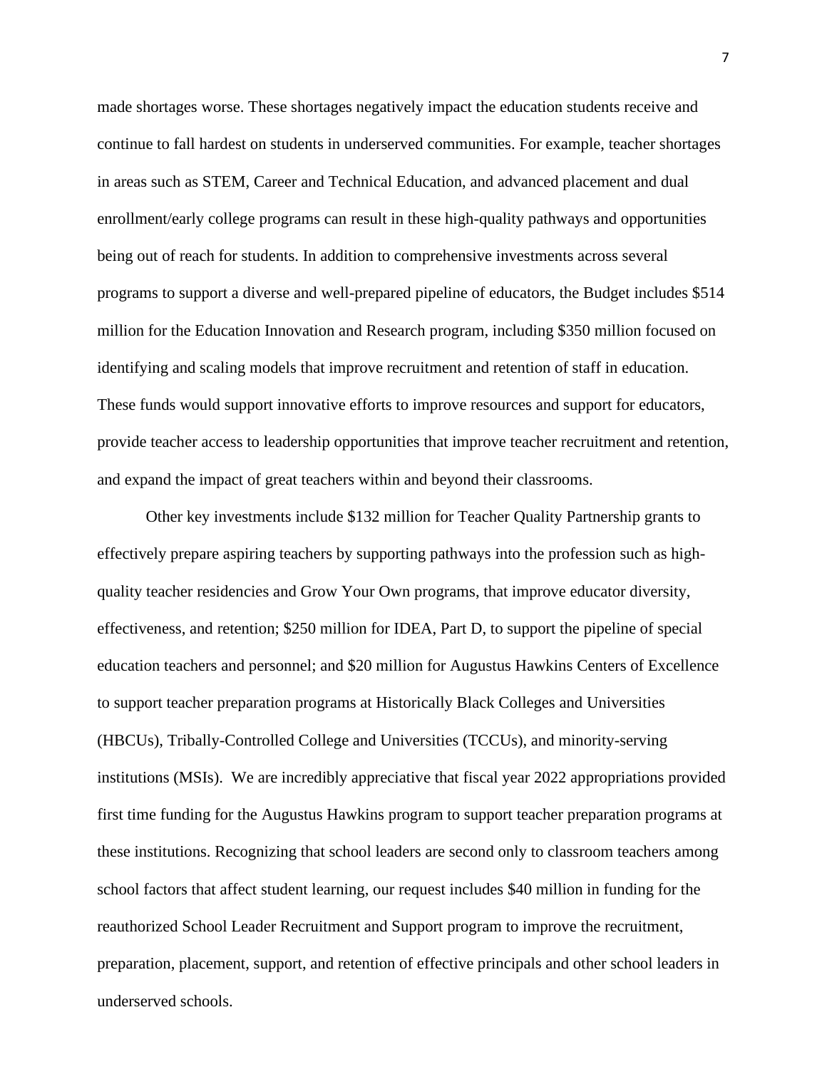made shortages worse. These shortages negatively impact the education students receive and continue to fall hardest on students in underserved communities. For example, teacher shortages in areas such as STEM, Career and Technical Education, and advanced placement and dual enrollment/early college programs can result in these high-quality pathways and opportunities being out of reach for students. In addition to comprehensive investments across several programs to support a diverse and well-prepared pipeline of educators, the Budget includes $514 million for the Education Innovation and Research program, including $350 million focused on identifying and scaling models that improve recruitment and retention of staff in education. These funds would support innovative efforts to improve resources and support for educators, provide teacher access to leadership opportunities that improve teacher recruitment and retention, and expand the impact of great teachers within and beyond their classrooms.

Other key investments include $132 million for Teacher Quality Partnership grants to effectively prepare aspiring teachers by supporting pathways into the profession such as high-quality teacher residencies and Grow Your Own programs, that improve educator diversity, effectiveness, and retention; $250 million for IDEA, Part D, to support the pipeline of special education teachers and personnel; and $20 million for Augustus Hawkins Centers of Excellence to support teacher preparation programs at Historically Black Colleges and Universities (HBCUs), Tribally-Controlled College and Universities (TCCUs), and minority-serving institutions (MSIs). We are incredibly appreciative that fiscal year 2022 appropriations provided first time funding for the Augustus Hawkins program to support teacher preparation programs at these institutions. Recognizing that school leaders are second only to classroom teachers among school factors that affect student learning, our request includes $40 million in funding for the reauthorized School Leader Recruitment and Support program to improve the recruitment, preparation, placement, support, and retention of effective principals and other school leaders in underserved schools.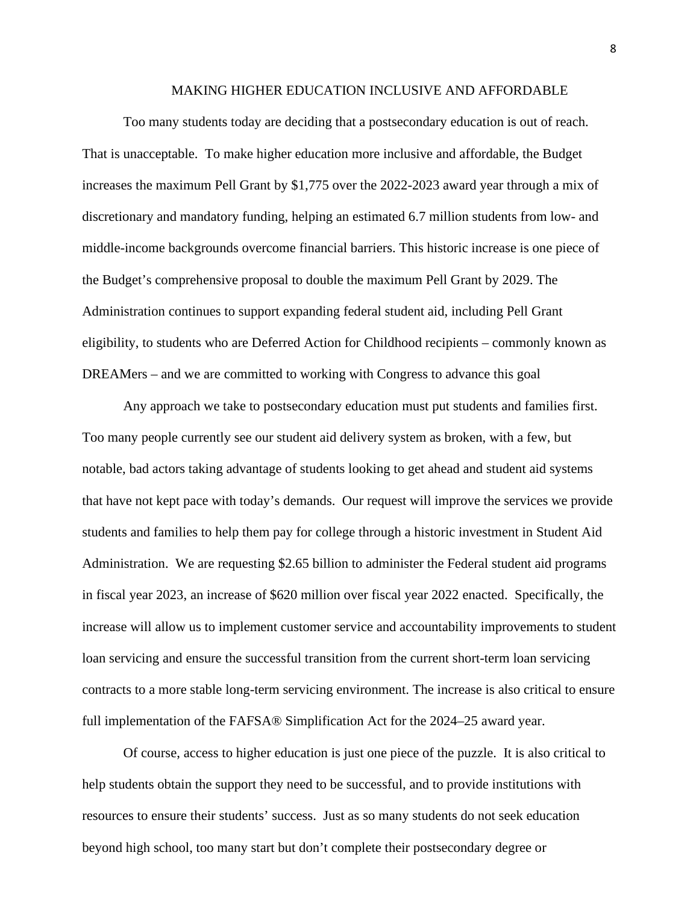## MAKING HIGHER EDUCATION INCLUSIVE AND AFFORDABLE

Too many students today are deciding that a postsecondary education is out of reach. That is unacceptable. To make higher education more inclusive and affordable, the Budget increases the maximum Pell Grant by $1,775 over the 2022-2023 award year through a mix of discretionary and mandatory funding, helping an estimated 6.7 million students from low- and middle-income backgrounds overcome financial barriers. This historic increase is one piece of the Budget's comprehensive proposal to double the maximum Pell Grant by 2029. The Administration continues to support expanding federal student aid, including Pell Grant eligibility, to students who are Deferred Action for Childhood recipients – commonly known as DREAMers – and we are committed to working with Congress to advance this goal

Any approach we take to postsecondary education must put students and families first. Too many people currently see our student aid delivery system as broken, with a few, but notable, bad actors taking advantage of students looking to get ahead and student aid systems that have not kept pace with today's demands. Our request will improve the services we provide students and families to help them pay for college through a historic investment in Student Aid Administration. We are requesting $2.65 billion to administer the Federal student aid programs in fiscal year 2023, an increase of $620 million over fiscal year 2022 enacted. Specifically, the increase will allow us to implement customer service and accountability improvements to student loan servicing and ensure the successful transition from the current short-term loan servicing contracts to a more stable long-term servicing environment. The increase is also critical to ensure full implementation of the FAFSA® Simplification Act for the 2024–25 award year.

Of course, access to higher education is just one piece of the puzzle. It is also critical to help students obtain the support they need to be successful, and to provide institutions with resources to ensure their students' success. Just as so many students do not seek education beyond high school, too many start but don't complete their postsecondary degree or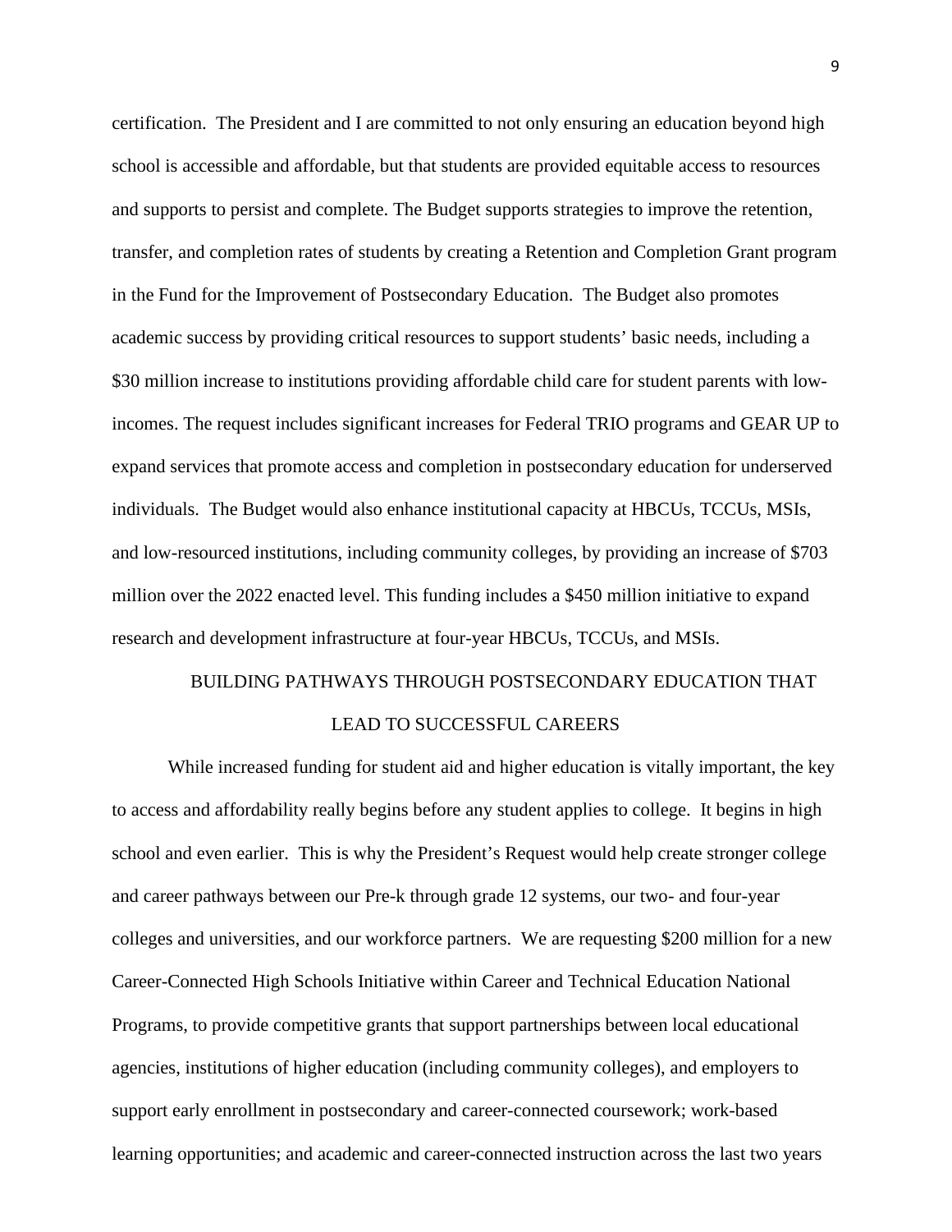certification. The President and I are committed to not only ensuring an education beyond high school is accessible and affordable, but that students are provided equitable access to resources and supports to persist and complete. The Budget supports strategies to improve the retention, transfer, and completion rates of students by creating a Retention and Completion Grant program in the Fund for the Improvement of Postsecondary Education. The Budget also promotes academic success by providing critical resources to support students' basic needs, including a $30 million increase to institutions providing affordable child care for student parents with low-incomes. The request includes significant increases for Federal TRIO programs and GEAR UP to expand services that promote access and completion in postsecondary education for underserved individuals. The Budget would also enhance institutional capacity at HBCUs, TCCUs, MSIs, and low-resourced institutions, including community colleges, by providing an increase of $703 million over the 2022 enacted level. This funding includes a $450 million initiative to expand research and development infrastructure at four-year HBCUs, TCCUs, and MSIs.

## BUILDING PATHWAYS THROUGH POSTSECONDARY EDUCATION THAT LEAD TO SUCCESSFUL CAREERS

While increased funding for student aid and higher education is vitally important, the key to access and affordability really begins before any student applies to college. It begins in high school and even earlier. This is why the President's Request would help create stronger college and career pathways between our Pre-k through grade 12 systems, our two- and four-year colleges and universities, and our workforce partners. We are requesting $200 million for a new Career-Connected High Schools Initiative within Career and Technical Education National Programs, to provide competitive grants that support partnerships between local educational agencies, institutions of higher education (including community colleges), and employers to support early enrollment in postsecondary and career-connected coursework; work-based learning opportunities; and academic and career-connected instruction across the last two years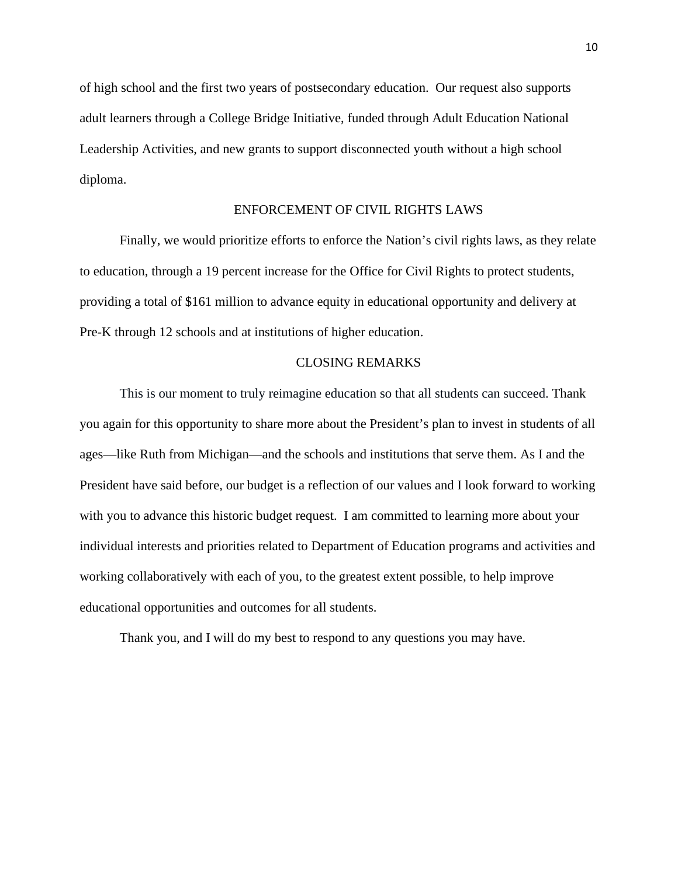of high school and the first two years of postsecondary education. Our request also supports adult learners through a College Bridge Initiative, funded through Adult Education National Leadership Activities, and new grants to support disconnected youth without a high school diploma.

## ENFORCEMENT OF CIVIL RIGHTS LAWS

Finally, we would prioritize efforts to enforce the Nation's civil rights laws, as they relate to education, through a 19 percent increase for the Office for Civil Rights to protect students, providing a total of $161 million to advance equity in educational opportunity and delivery at Pre-K through 12 schools and at institutions of higher education.

## CLOSING REMARKS

This is our moment to truly reimagine education so that all students can succeed. Thank you again for this opportunity to share more about the President's plan to invest in students of all ages—like Ruth from Michigan—and the schools and institutions that serve them. As I and the President have said before, our budget is a reflection of our values and I look forward to working with you to advance this historic budget request. I am committed to learning more about your individual interests and priorities related to Department of Education programs and activities and working collaboratively with each of you, to the greatest extent possible, to help improve educational opportunities and outcomes for all students.

Thank you, and I will do my best to respond to any questions you may have.